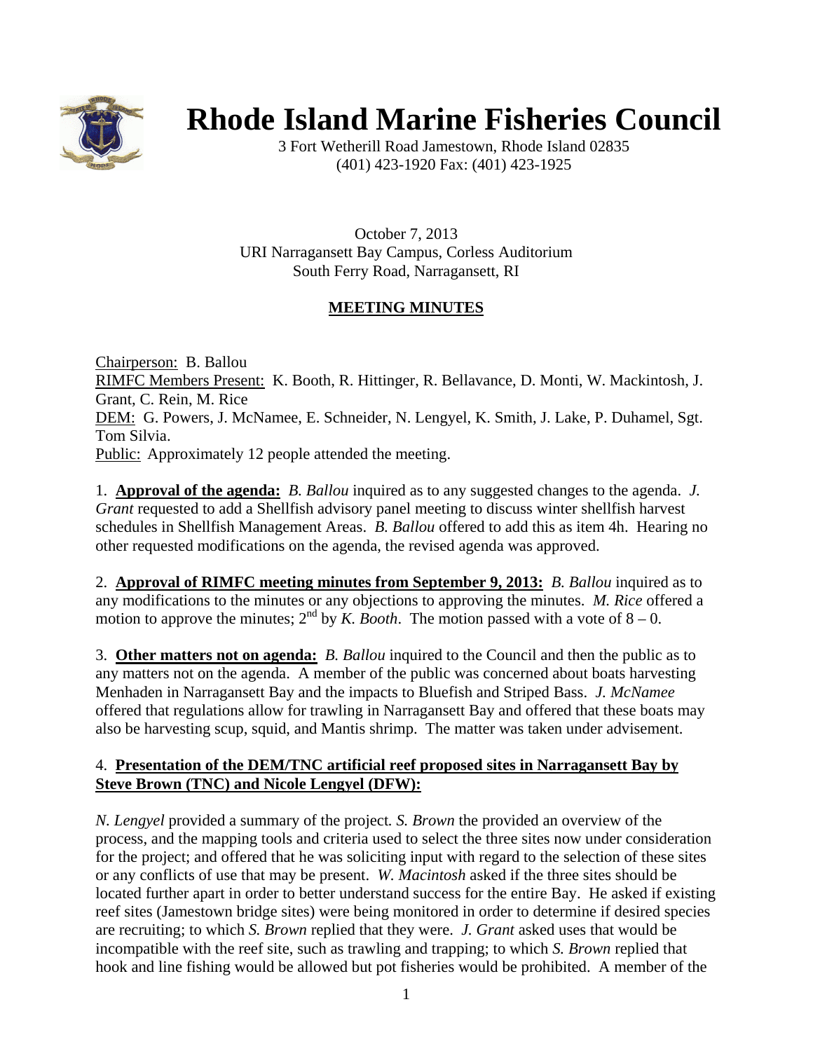# Rhode Island Marine Fisheries Council

3 Fort Wetherill Road Jamestown, Rhode Island 02835
(401) 423-1920 Fax: (401) 423-1925

October 7, 2013
URI Narragansett Bay Campus, Corless Auditorium
South Ferry Road, Narragansett, RI

## MEETING MINUTES

Chairperson: B. Ballou
RIMFC Members Present: K. Booth, R. Hittinger, R. Bellavance, D. Monti, W. Mackintosh, J. Grant, C. Rein, M. Rice
DEM: G. Powers, J. McNamee, E. Schneider, N. Lengyel, K. Smith, J. Lake, P. Duhamel, Sgt. Tom Silvia.
Public: Approximately 12 people attended the meeting.

1. **Approval of the agenda:** *B. Ballou* inquired as to any suggested changes to the agenda. *J. Grant* requested to add a Shellfish advisory panel meeting to discuss winter shellfish harvest schedules in Shellfish Management Areas. *B. Ballou* offered to add this as item 4h. Hearing no other requested modifications on the agenda, the revised agenda was approved.

2. **Approval of RIMFC meeting minutes from September 9, 2013:** *B. Ballou* inquired as to any modifications to the minutes or any objections to approving the minutes. *M. Rice* offered a motion to approve the minutes; 2nd by *K. Booth*. The motion passed with a vote of 8 – 0.

3. **Other matters not on agenda:** *B. Ballou* inquired to the Council and then the public as to any matters not on the agenda. A member of the public was concerned about boats harvesting Menhaden in Narragansett Bay and the impacts to Bluefish and Striped Bass. *J. McNamee* offered that regulations allow for trawling in Narragansett Bay and offered that these boats may also be harvesting scup, squid, and Mantis shrimp. The matter was taken under advisement.

4. **Presentation of the DEM/TNC artificial reef proposed sites in Narragansett Bay by Steve Brown (TNC) and Nicole Lengyel (DFW):**

*N. Lengyel* provided a summary of the project. *S. Brown* the provided an overview of the process, and the mapping tools and criteria used to select the three sites now under consideration for the project; and offered that he was soliciting input with regard to the selection of these sites or any conflicts of use that may be present. *W. Macintosh* asked if the three sites should be located further apart in order to better understand success for the entire Bay. He asked if existing reef sites (Jamestown bridge sites) were being monitored in order to determine if desired species are recruiting; to which *S. Brown* replied that they were. *J. Grant* asked uses that would be incompatible with the reef site, such as trawling and trapping; to which *S. Brown* replied that hook and line fishing would be allowed but pot fisheries would be prohibited. A member of the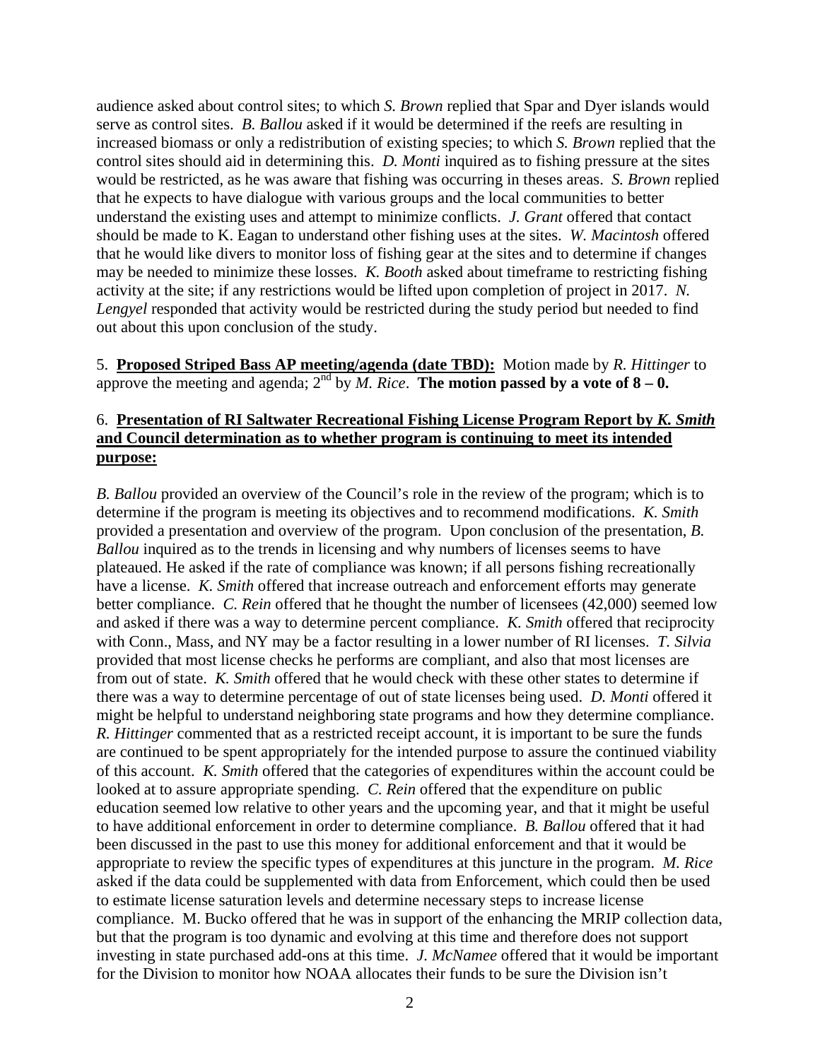audience asked about control sites; to which *S. Brown* replied that Spar and Dyer islands would serve as control sites. *B. Ballou* asked if it would be determined if the reefs are resulting in increased biomass or only a redistribution of existing species; to which *S. Brown* replied that the control sites should aid in determining this. *D. Monti* inquired as to fishing pressure at the sites would be restricted, as he was aware that fishing was occurring in theses areas. *S. Brown* replied that he expects to have dialogue with various groups and the local communities to better understand the existing uses and attempt to minimize conflicts. *J. Grant* offered that contact should be made to K. Eagan to understand other fishing uses at the sites. *W. Macintosh* offered that he would like divers to monitor loss of fishing gear at the sites and to determine if changes may be needed to minimize these losses. *K. Booth* asked about timeframe to restricting fishing activity at the site; if any restrictions would be lifted upon completion of project in 2017. *N. Lengyel* responded that activity would be restricted during the study period but needed to find out about this upon conclusion of the study.

5. **Proposed Striped Bass AP meeting/agenda (date TBD):** Motion made by *R. Hittinger* to approve the meeting and agenda; 2nd by *M. Rice*. **The motion passed by a vote of 8 – 0.**

6. **Presentation of RI Saltwater Recreational Fishing License Program Report by *K. Smith* and Council determination as to whether program is continuing to meet its intended purpose:**

*B. Ballou* provided an overview of the Council's role in the review of the program; which is to determine if the program is meeting its objectives and to recommend modifications. *K. Smith* provided a presentation and overview of the program. Upon conclusion of the presentation, *B. Ballou* inquired as to the trends in licensing and why numbers of licenses seems to have plateaued. He asked if the rate of compliance was known; if all persons fishing recreationally have a license. *K. Smith* offered that increase outreach and enforcement efforts may generate better compliance. *C. Rein* offered that he thought the number of licensees (42,000) seemed low and asked if there was a way to determine percent compliance. *K. Smith* offered that reciprocity with Conn., Mass, and NY may be a factor resulting in a lower number of RI licenses. *T. Silvia* provided that most license checks he performs are compliant, and also that most licenses are from out of state. *K. Smith* offered that he would check with these other states to determine if there was a way to determine percentage of out of state licenses being used. *D. Monti* offered it might be helpful to understand neighboring state programs and how they determine compliance. *R. Hittinger* commented that as a restricted receipt account, it is important to be sure the funds are continued to be spent appropriately for the intended purpose to assure the continued viability of this account. *K. Smith* offered that the categories of expenditures within the account could be looked at to assure appropriate spending. *C. Rein* offered that the expenditure on public education seemed low relative to other years and the upcoming year, and that it might be useful to have additional enforcement in order to determine compliance. *B. Ballou* offered that it had been discussed in the past to use this money for additional enforcement and that it would be appropriate to review the specific types of expenditures at this juncture in the program. *M. Rice* asked if the data could be supplemented with data from Enforcement, which could then be used to estimate license saturation levels and determine necessary steps to increase license compliance. M. Bucko offered that he was in support of the enhancing the MRIP collection data, but that the program is too dynamic and evolving at this time and therefore does not support investing in state purchased add-ons at this time. *J. McNamee* offered that it would be important for the Division to monitor how NOAA allocates their funds to be sure the Division isn't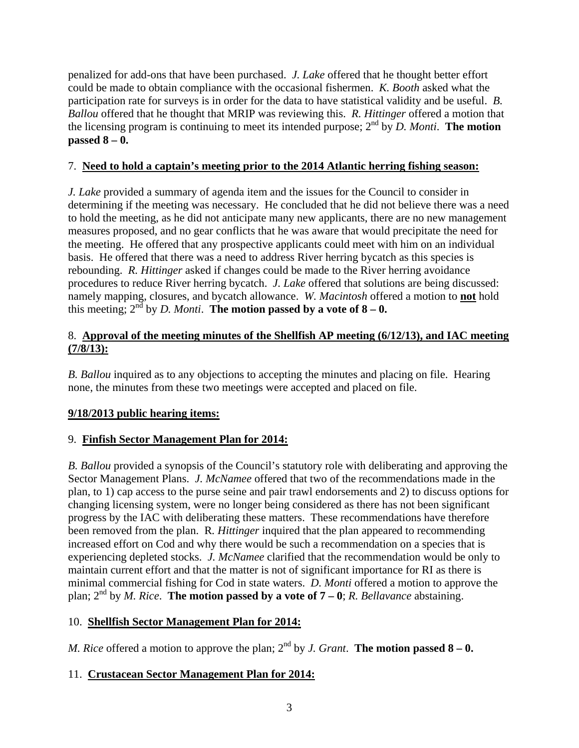penalized for add-ons that have been purchased. *J. Lake* offered that he thought better effort could be made to obtain compliance with the occasional fishermen. *K. Booth* asked what the participation rate for surveys is in order for the data to have statistical validity and be useful. *B. Ballou* offered that he thought that MRIP was reviewing this. *R. Hittinger* offered a motion that the licensing program is continuing to meet its intended purpose; 2nd by *D. Monti*. **The motion passed 8 – 0.**

7. **<u>Need to hold a captain's meeting prior to the 2014 Atlantic herring fishing season:</u>**

*J. Lake* provided a summary of agenda item and the issues for the Council to consider in determining if the meeting was necessary. He concluded that he did not believe there was a need to hold the meeting, as he did not anticipate many new applicants, there are no new management measures proposed, and no gear conflicts that he was aware that would precipitate the need for the meeting. He offered that any prospective applicants could meet with him on an individual basis. He offered that there was a need to address River herring bycatch as this species is rebounding. *R. Hittinger* asked if changes could be made to the River herring avoidance procedures to reduce River herring bycatch. *J. Lake* offered that solutions are being discussed: namely mapping, closures, and bycatch allowance. *W. Macintosh* offered a motion to **<u>not</u>** hold this meeting; 2nd by *D. Monti*. **The motion passed by a vote of 8 – 0.**

8. **<u>Approval of the meeting minutes of the Shellfish AP meeting (6/12/13), and IAC meeting (7/8/13):</u>**

*B. Ballou* inquired as to any objections to accepting the minutes and placing on file. Hearing none, the minutes from these two meetings were accepted and placed on file.

**<u>9/18/2013 public hearing items:</u>**

9. **<u>Finfish Sector Management Plan for 2014:</u>**

*B. Ballou* provided a synopsis of the Council's statutory role with deliberating and approving the Sector Management Plans. *J. McNamee* offered that two of the recommendations made in the plan, to 1) cap access to the purse seine and pair trawl endorsements and 2) to discuss options for changing licensing system, were no longer being considered as there has not been significant progress by the IAC with deliberating these matters. These recommendations have therefore been removed from the plan. R. *Hittinger* inquired that the plan appeared to recommending increased effort on Cod and why there would be such a recommendation on a species that is experiencing depleted stocks. *J. McNamee* clarified that the recommendation would be only to maintain current effort and that the matter is not of significant importance for RI as there is minimal commercial fishing for Cod in state waters. *D. Monti* offered a motion to approve the plan; 2nd by *M. Rice*. **The motion passed by a vote of 7 – 0**; *R. Bellavance* abstaining.

10. **<u>Shellfish Sector Management Plan for 2014:</u>**

*M. Rice* offered a motion to approve the plan; 2nd by *J. Grant*. **The motion passed 8 – 0.**

11. **<u>Crustacean Sector Management Plan for 2014:</u>**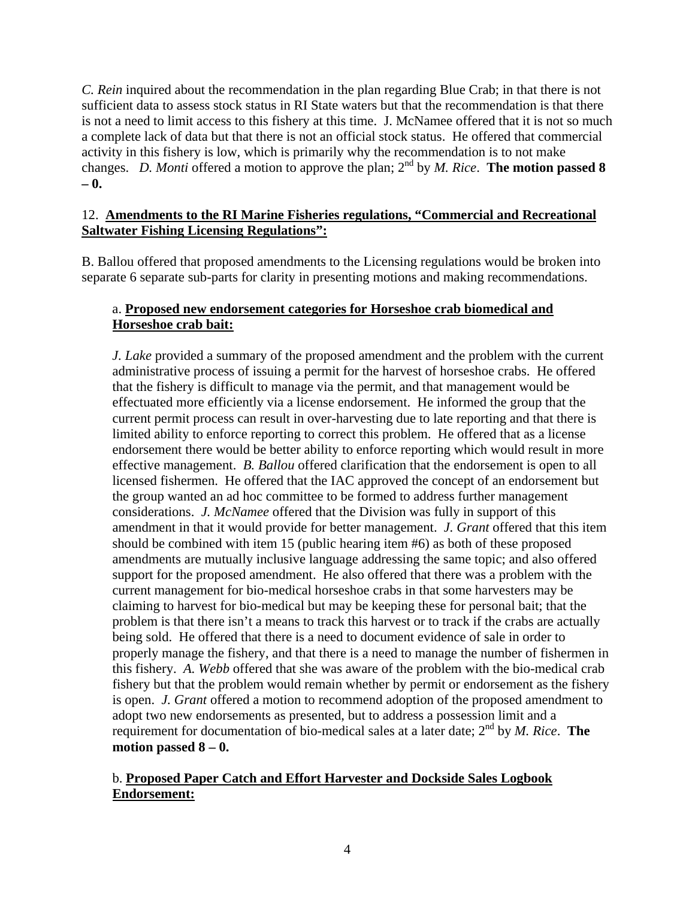*C. Rein* inquired about the recommendation in the plan regarding Blue Crab; in that there is not sufficient data to assess stock status in RI State waters but that the recommendation is that there is not a need to limit access to this fishery at this time. J. McNamee offered that it is not so much a complete lack of data but that there is not an official stock status. He offered that commercial activity in this fishery is low, which is primarily why the recommendation is to not make changes. *D. Monti* offered a motion to approve the plan; 2nd by *M. Rice*. **The motion passed 8 – 0.**

12. **Amendments to the RI Marine Fisheries regulations, "Commercial and Recreational Saltwater Fishing Licensing Regulations":**

B. Ballou offered that proposed amendments to the Licensing regulations would be broken into separate 6 separate sub-parts for clarity in presenting motions and making recommendations.

a. **Proposed new endorsement categories for Horseshoe crab biomedical and Horseshoe crab bait:**

*J. Lake* provided a summary of the proposed amendment and the problem with the current administrative process of issuing a permit for the harvest of horseshoe crabs. He offered that the fishery is difficult to manage via the permit, and that management would be effectuated more efficiently via a license endorsement. He informed the group that the current permit process can result in over-harvesting due to late reporting and that there is limited ability to enforce reporting to correct this problem. He offered that as a license endorsement there would be better ability to enforce reporting which would result in more effective management. *B. Ballou* offered clarification that the endorsement is open to all licensed fishermen. He offered that the IAC approved the concept of an endorsement but the group wanted an ad hoc committee to be formed to address further management considerations. *J. McNamee* offered that the Division was fully in support of this amendment in that it would provide for better management. *J. Grant* offered that this item should be combined with item 15 (public hearing item #6) as both of these proposed amendments are mutually inclusive language addressing the same topic; and also offered support for the proposed amendment. He also offered that there was a problem with the current management for bio-medical horseshoe crabs in that some harvesters may be claiming to harvest for bio-medical but may be keeping these for personal bait; that the problem is that there isn't a means to track this harvest or to track if the crabs are actually being sold. He offered that there is a need to document evidence of sale in order to properly manage the fishery, and that there is a need to manage the number of fishermen in this fishery. *A. Webb* offered that she was aware of the problem with the bio-medical crab fishery but that the problem would remain whether by permit or endorsement as the fishery is open. *J. Grant* offered a motion to recommend adoption of the proposed amendment to adopt two new endorsements as presented, but to address a possession limit and a requirement for documentation of bio-medical sales at a later date; 2nd by *M. Rice*. **The motion passed 8 – 0.**

b. **Proposed Paper Catch and Effort Harvester and Dockside Sales Logbook Endorsement:**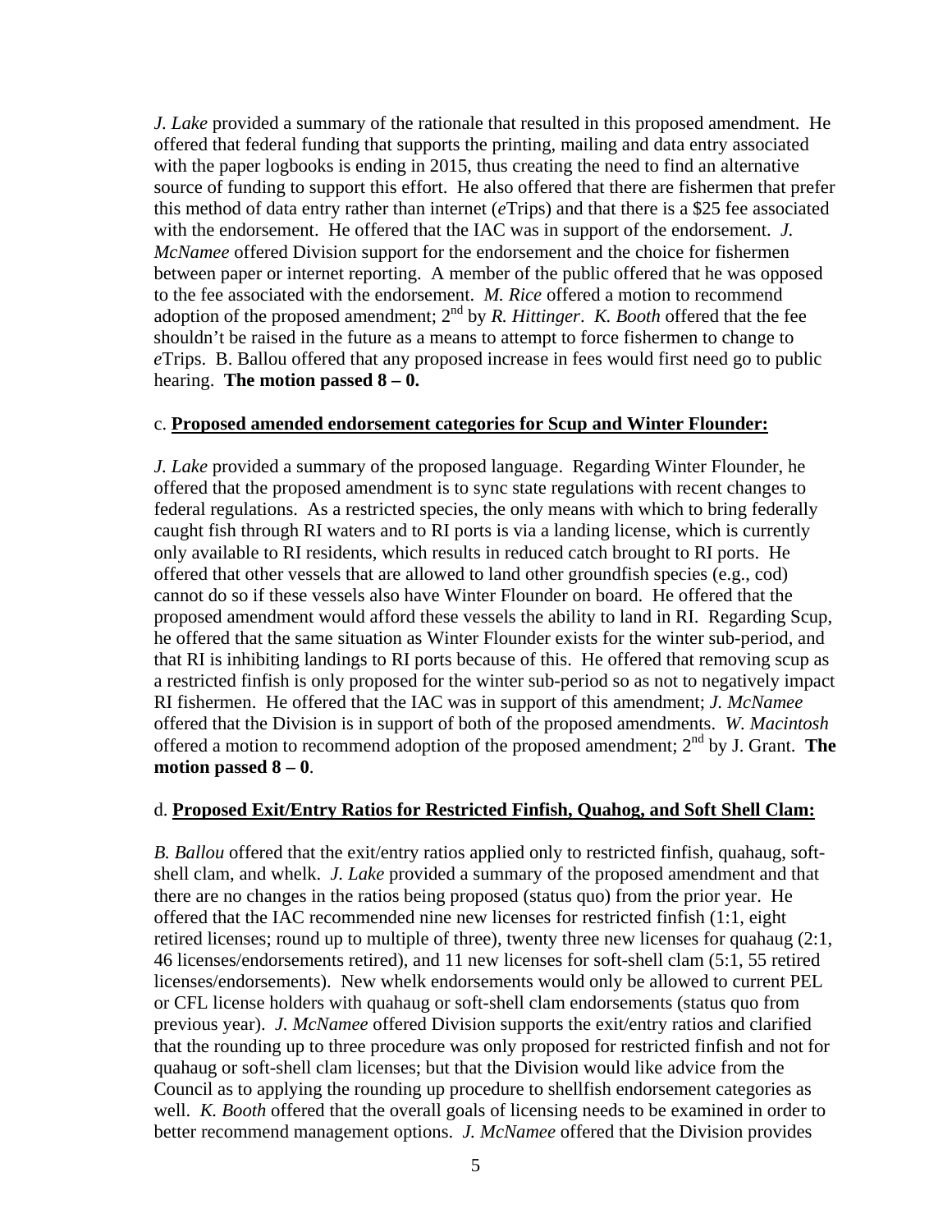*J. Lake* provided a summary of the rationale that resulted in this proposed amendment. He offered that federal funding that supports the printing, mailing and data entry associated with the paper logbooks is ending in 2015, thus creating the need to find an alternative source of funding to support this effort. He also offered that there are fishermen that prefer this method of data entry rather than internet (*e*Trips) and that there is a $25 fee associated with the endorsement. He offered that the IAC was in support of the endorsement. *J. McNamee* offered Division support for the endorsement and the choice for fishermen between paper or internet reporting. A member of the public offered that he was opposed to the fee associated with the endorsement. *M. Rice* offered a motion to recommend adoption of the proposed amendment; 2nd by *R. Hittinger*. *K. Booth* offered that the fee shouldn't be raised in the future as a means to attempt to force fishermen to change to *e*Trips. B. Ballou offered that any proposed increase in fees would first need go to public hearing. **The motion passed 8 – 0.**

c. **Proposed amended endorsement categories for Scup and Winter Flounder:**

*J. Lake* provided a summary of the proposed language. Regarding Winter Flounder, he offered that the proposed amendment is to sync state regulations with recent changes to federal regulations. As a restricted species, the only means with which to bring federally caught fish through RI waters and to RI ports is via a landing license, which is currently only available to RI residents, which results in reduced catch brought to RI ports. He offered that other vessels that are allowed to land other groundfish species (e.g., cod) cannot do so if these vessels also have Winter Flounder on board. He offered that the proposed amendment would afford these vessels the ability to land in RI. Regarding Scup, he offered that the same situation as Winter Flounder exists for the winter sub-period, and that RI is inhibiting landings to RI ports because of this. He offered that removing scup as a restricted finfish is only proposed for the winter sub-period so as not to negatively impact RI fishermen. He offered that the IAC was in support of this amendment; *J. McNamee* offered that the Division is in support of both of the proposed amendments. *W. Macintosh* offered a motion to recommend adoption of the proposed amendment; 2nd by J. Grant. **The motion passed 8 – 0**.

d. **Proposed Exit/Entry Ratios for Restricted Finfish, Quahog, and Soft Shell Clam:**

*B. Ballou* offered that the exit/entry ratios applied only to restricted finfish, quahaug, soft-shell clam, and whelk. *J. Lake* provided a summary of the proposed amendment and that there are no changes in the ratios being proposed (status quo) from the prior year. He offered that the IAC recommended nine new licenses for restricted finfish (1:1, eight retired licenses; round up to multiple of three), twenty three new licenses for quahaug (2:1, 46 licenses/endorsements retired), and 11 new licenses for soft-shell clam (5:1, 55 retired licenses/endorsements). New whelk endorsements would only be allowed to current PEL or CFL license holders with quahaug or soft-shell clam endorsements (status quo from previous year). *J. McNamee* offered Division supports the exit/entry ratios and clarified that the rounding up to three procedure was only proposed for restricted finfish and not for quahaug or soft-shell clam licenses; but that the Division would like advice from the Council as to applying the rounding up procedure to shellfish endorsement categories as well. *K. Booth* offered that the overall goals of licensing needs to be examined in order to better recommend management options. *J. McNamee* offered that the Division provides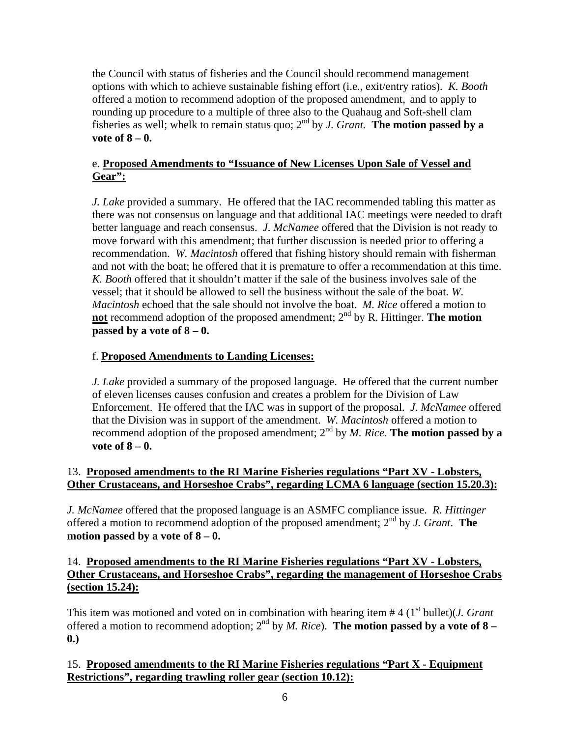the Council with status of fisheries and the Council should recommend management options with which to achieve sustainable fishing effort (i.e., exit/entry ratios). *K. Booth* offered a motion to recommend adoption of the proposed amendment, and to apply to rounding up procedure to a multiple of three also to the Quahaug and Soft-shell clam fisheries as well; whelk to remain status quo; 2nd by *J. Grant.* **The motion passed by a vote of 8 – 0.**

e. **<u>Proposed Amendments to "Issuance of New Licenses Upon Sale of Vessel and Gear":</u>**

*J. Lake* provided a summary. He offered that the IAC recommended tabling this matter as there was not consensus on language and that additional IAC meetings were needed to draft better language and reach consensus. *J. McNamee* offered that the Division is not ready to move forward with this amendment; that further discussion is needed prior to offering a recommendation. *W. Macintosh* offered that fishing history should remain with fisherman and not with the boat; he offered that it is premature to offer a recommendation at this time. *K. Booth* offered that it shouldn't matter if the sale of the business involves sale of the vessel; that it should be allowed to sell the business without the sale of the boat. *W. Macintosh* echoed that the sale should not involve the boat. *M. Rice* offered a motion to **<u>not</u>** recommend adoption of the proposed amendment; 2nd by R. Hittinger. **The motion passed by a vote of 8 – 0.**

f. **<u>Proposed Amendments to Landing Licenses:</u>**

*J. Lake* provided a summary of the proposed language. He offered that the current number of eleven licenses causes confusion and creates a problem for the Division of Law Enforcement. He offered that the IAC was in support of the proposal. *J. McNamee* offered that the Division was in support of the amendment. *W. Macintosh* offered a motion to recommend adoption of the proposed amendment; 2nd by *M. Rice*. **The motion passed by a vote of 8 – 0.**

13. **<u>Proposed amendments to the RI Marine Fisheries regulations "Part XV - Lobsters, Other Crustaceans, and Horseshoe Crabs", regarding LCMA 6 language (section 15.20.3):</u>**

*J. McNamee* offered that the proposed language is an ASMFC compliance issue. *R. Hittinger* offered a motion to recommend adoption of the proposed amendment; 2nd by *J. Grant*. **The motion passed by a vote of 8 – 0.**

14. **<u>Proposed amendments to the RI Marine Fisheries regulations "Part XV - Lobsters, Other Crustaceans, and Horseshoe Crabs", regarding the management of Horseshoe Crabs (section 15.24):</u>**

This item was motioned and voted on in combination with hearing item # 4 (1st bullet)(*J. Grant* offered a motion to recommend adoption; 2nd by *M. Rice*). **The motion passed by a vote of 8 – 0.)**

15. **<u>Proposed amendments to the RI Marine Fisheries regulations "Part X - Equipment Restrictions", regarding trawling roller gear (section 10.12):</u>**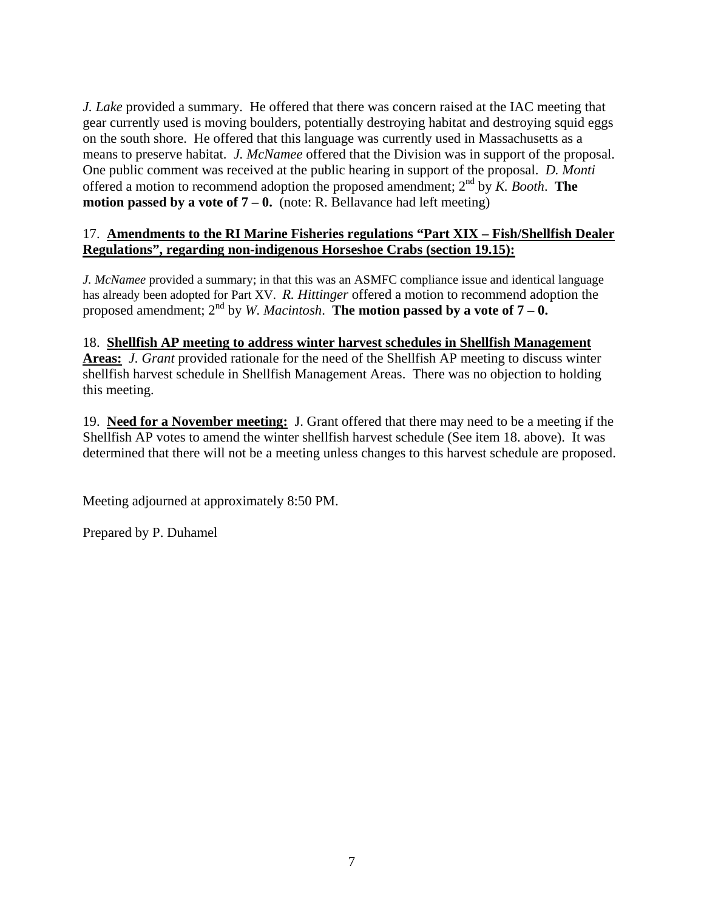*J. Lake* provided a summary. He offered that there was concern raised at the IAC meeting that gear currently used is moving boulders, potentially destroying habitat and destroying squid eggs on the south shore. He offered that this language was currently used in Massachusetts as a means to preserve habitat. *J. McNamee* offered that the Division was in support of the proposal. One public comment was received at the public hearing in support of the proposal. *D. Monti* offered a motion to recommend adoption the proposed amendment; 2nd by *K. Booth*. **The motion passed by a vote of 7 – 0.** (note: R. Bellavance had left meeting)

17. **Amendments to the RI Marine Fisheries regulations "Part XIX – Fish/Shellfish Dealer Regulations", regarding non-indigenous Horseshoe Crabs (section 19.15):**

*J. McNamee* provided a summary; in that this was an ASMFC compliance issue and identical language has already been adopted for Part XV. *R. Hittinger* offered a motion to recommend adoption the proposed amendment; 2nd by *W. Macintosh*. **The motion passed by a vote of 7 – 0.**

18. **Shellfish AP meeting to address winter harvest schedules in Shellfish Management Areas:** *J. Grant* provided rationale for the need of the Shellfish AP meeting to discuss winter shellfish harvest schedule in Shellfish Management Areas. There was no objection to holding this meeting.

19. **Need for a November meeting:** J. Grant offered that there may need to be a meeting if the Shellfish AP votes to amend the winter shellfish harvest schedule (See item 18. above). It was determined that there will not be a meeting unless changes to this harvest schedule are proposed.

Meeting adjourned at approximately 8:50 PM.

Prepared by P. Duhamel